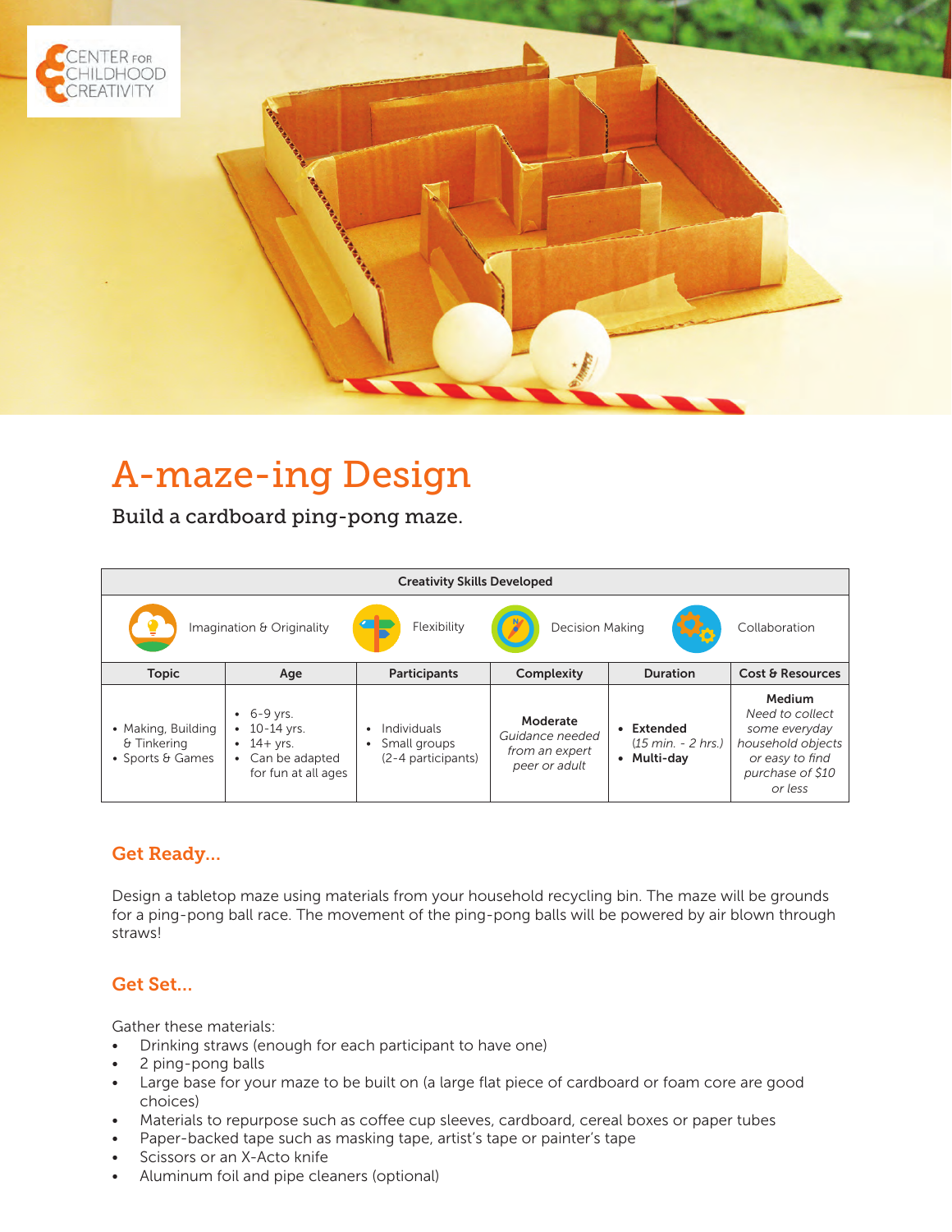# A-maze-ing Design

Build a cardboard ping-pong maze.

| Creativity Skills Developed | | | | | |
|---|---|---|---|---|---|
| Imagination & Originality | | Flexibility | Decision Making | | Collaboration |
| **Topic** | **Age** | **Participants** | **Complexity** | **Duration** | **Cost & Resources** |
| • Making, Building & Tinkering<br>• Sports & Games | • 6-9 yrs.<br>• 10-14 yrs.<br>• 14+ yrs.<br>• Can be adapted for fun at all ages | • Individuals<br>• Small groups (2-4 participants) | **Moderate**<br>*Guidance needed from an expert peer or adult* | • **Extended** *(15 min. - 2 hrs.)*<br>• **Multi-day** | **Medium**<br>*Need to collect some everyday household objects or easy to find purchase of $10 or less* |

## Get Ready...

Design a tabletop maze using materials from your household recycling bin. The maze will be grounds for a ping-pong ball race. The movement of the ping-pong balls will be powered by air blown through straws!

## Get Set...

Gather these materials:

- Drinking straws (enough for each participant to have one)
- 2 ping-pong balls
- Large base for your maze to be built on (a large flat piece of cardboard or foam core are good choices)
- Materials to repurpose such as coffee cup sleeves, cardboard, cereal boxes or paper tubes
- Paper-backed tape such as masking tape, artist's tape or painter's tape
- Scissors or an X-Acto knife
- Aluminum foil and pipe cleaners (optional)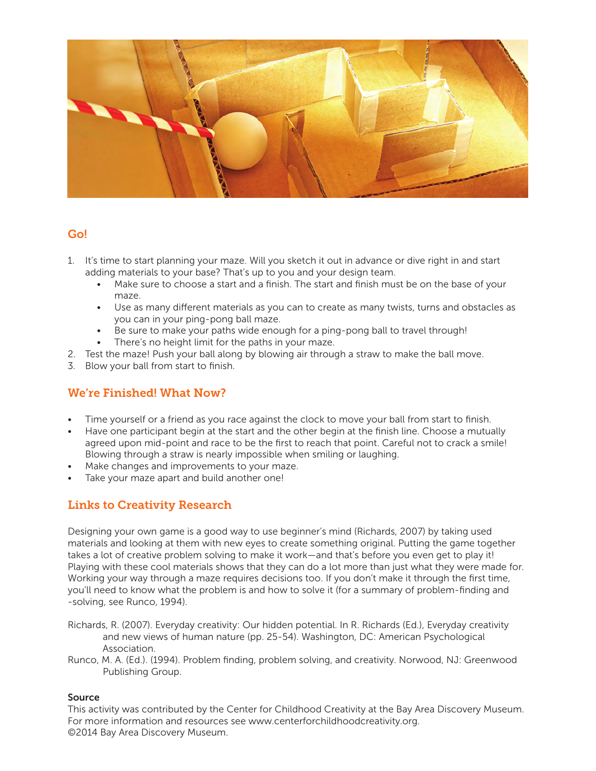## Go!

1. It's time to start planning your maze. Will you sketch it out in advance or dive right in and start adding materials to your base? That's up to you and your design team.
   - Make sure to choose a start and a finish. The start and finish must be on the base of your maze.
   - Use as many different materials as you can to create as many twists, turns and obstacles as you can in your ping-pong ball maze.
   - Be sure to make your paths wide enough for a ping-pong ball to travel through!
   - There's no height limit for the paths in your maze.
2. Test the maze! Push your ball along by blowing air through a straw to make the ball move.
3. Blow your ball from start to finish.

## We're Finished! What Now?

- Time yourself or a friend as you race against the clock to move your ball from start to finish.
- Have one participant begin at the start and the other begin at the finish line. Choose a mutually agreed upon mid-point and race to be the first to reach that point. Careful not to crack a smile! Blowing through a straw is nearly impossible when smiling or laughing.
- Make changes and improvements to your maze.
- Take your maze apart and build another one!

## Links to Creativity Research

Designing your own game is a good way to use beginner's mind (Richards, 2007) by taking used materials and looking at them with new eyes to create something original. Putting the game together takes a lot of creative problem solving to make it work—and that's before you even get to play it! Playing with these cool materials shows that they can do a lot more than just what they were made for. Working your way through a maze requires decisions too. If you don't make it through the first time, you'll need to know what the problem is and how to solve it (for a summary of problem-finding and -solving, see Runco, 1994).

Richards, R. (2007). Everyday creativity: Our hidden potential. In R. Richards (Ed.), Everyday creativity and new views of human nature (pp. 25-54). Washington, DC: American Psychological Association.

Runco, M. A. (Ed.). (1994). Problem finding, problem solving, and creativity. Norwood, NJ: Greenwood Publishing Group.

**Source**

This activity was contributed by the Center for Childhood Creativity at the Bay Area Discovery Museum. For more information and resources see www.centerforchildhoodcreativity.org.
©2014 Bay Area Discovery Museum.